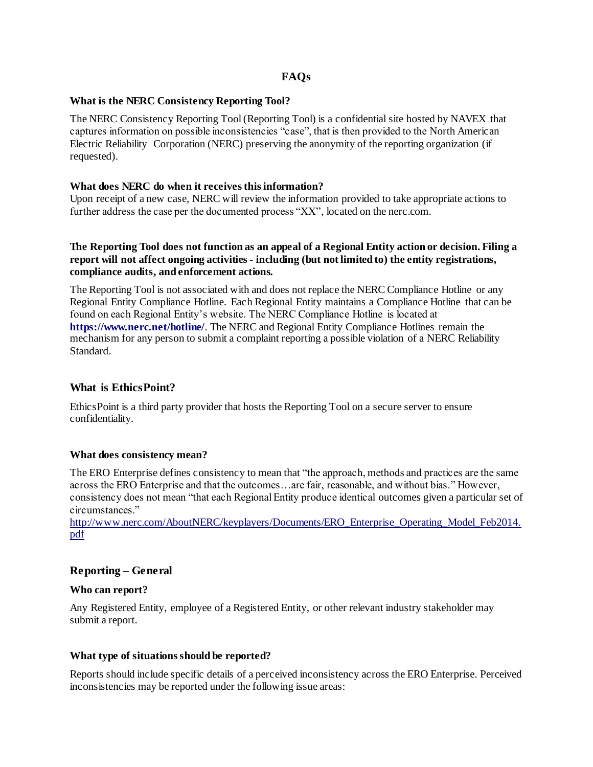# FAQs

### What is the NERC Consistency Reporting Tool?

The NERC Consistency Reporting Tool (Reporting Tool) is a confidential site hosted by NAVEX that captures information on possible inconsistencies "case", that is then provided to the North American Electric Reliability Corporation (NERC) preserving the anonymity of the reporting organization (if requested).

### What does NERC do when it receives this information?

Upon receipt of a new case, NERC will review the information provided to take appropriate actions to further address the case per the documented process "XX", located on the nerc.com.

**The Reporting Tool does not function as an appeal of a Regional Entity action or decision. Filing a report will not affect ongoing activities - including (but not limited to) the entity registrations, compliance audits, and enforcement actions.**

The Reporting Tool is not associated with and does not replace the NERC Compliance Hotline or any Regional Entity Compliance Hotline. Each Regional Entity maintains a Compliance Hotline that can be found on each Regional Entity's website. The NERC Compliance Hotline is located at **https://www.nerc.net/hotline/**. The NERC and Regional Entity Compliance Hotlines remain the mechanism for any person to submit a complaint reporting a possible violation of a NERC Reliability Standard.

## What is EthicsPoint?

EthicsPoint is a third party provider that hosts the Reporting Tool on a secure server to ensure confidentiality.

### What does consistency mean?

The ERO Enterprise defines consistency to mean that "the approach, methods and practices are the same across the ERO Enterprise and that the outcomes…are fair, reasonable, and without bias." However, consistency does not mean "that each Regional Entity produce identical outcomes given a particular set of circumstances."
http://www.nerc.com/AboutNERC/keyplayers/Documents/ERO_Enterprise_Operating_Model_Feb2014.pdf

## Reporting – General

### Who can report?

Any Registered Entity, employee of a Registered Entity, or other relevant industry stakeholder may submit a report.

### What type of situations should be reported?

Reports should include specific details of a perceived inconsistency across the ERO Enterprise. Perceived inconsistencies may be reported under the following issue areas: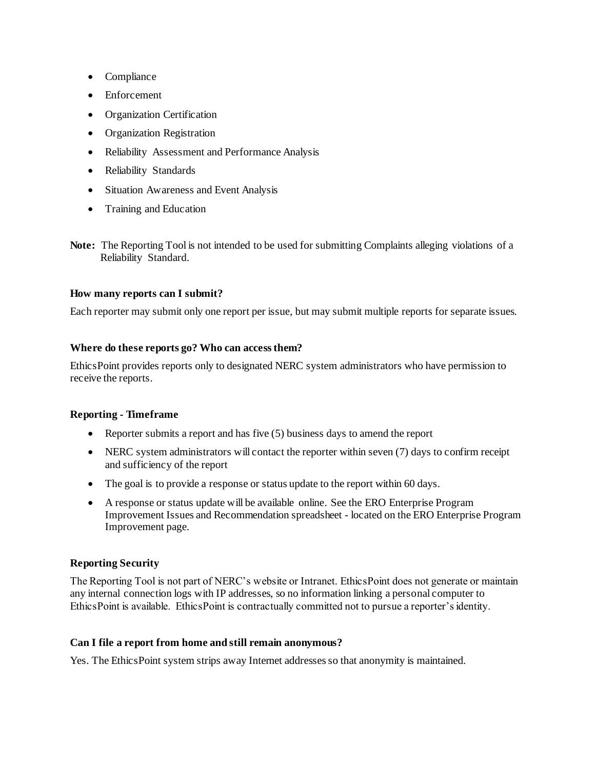- Compliance
- Enforcement
- Organization Certification
- Organization Registration
- Reliability Assessment and Performance Analysis
- Reliability Standards
- Situation Awareness and Event Analysis
- Training and Education

**Note:** The Reporting Tool is not intended to be used for submitting Complaints alleging violations of a Reliability Standard.

**How many reports can I submit?**

Each reporter may submit only one report per issue, but may submit multiple reports for separate issues.

**Where do these reports go? Who can access them?**

EthicsPoint provides reports only to designated NERC system administrators who have permission to receive the reports.

**Reporting - Timeframe**

- Reporter submits a report and has five (5) business days to amend the report
- NERC system administrators will contact the reporter within seven (7) days to confirm receipt and sufficiency of the report
- The goal is to provide a response or status update to the report within 60 days.
- A response or status update will be available online. See the ERO Enterprise Program Improvement Issues and Recommendation spreadsheet - located on the ERO Enterprise Program Improvement page.

**Reporting Security**

The Reporting Tool is not part of NERC's website or Intranet. EthicsPoint does not generate or maintain any internal connection logs with IP addresses, so no information linking a personal computer to EthicsPoint is available. EthicsPoint is contractually committed not to pursue a reporter's identity.

**Can I file a report from home and still remain anonymous?**

Yes. The EthicsPoint system strips away Internet addresses so that anonymity is maintained.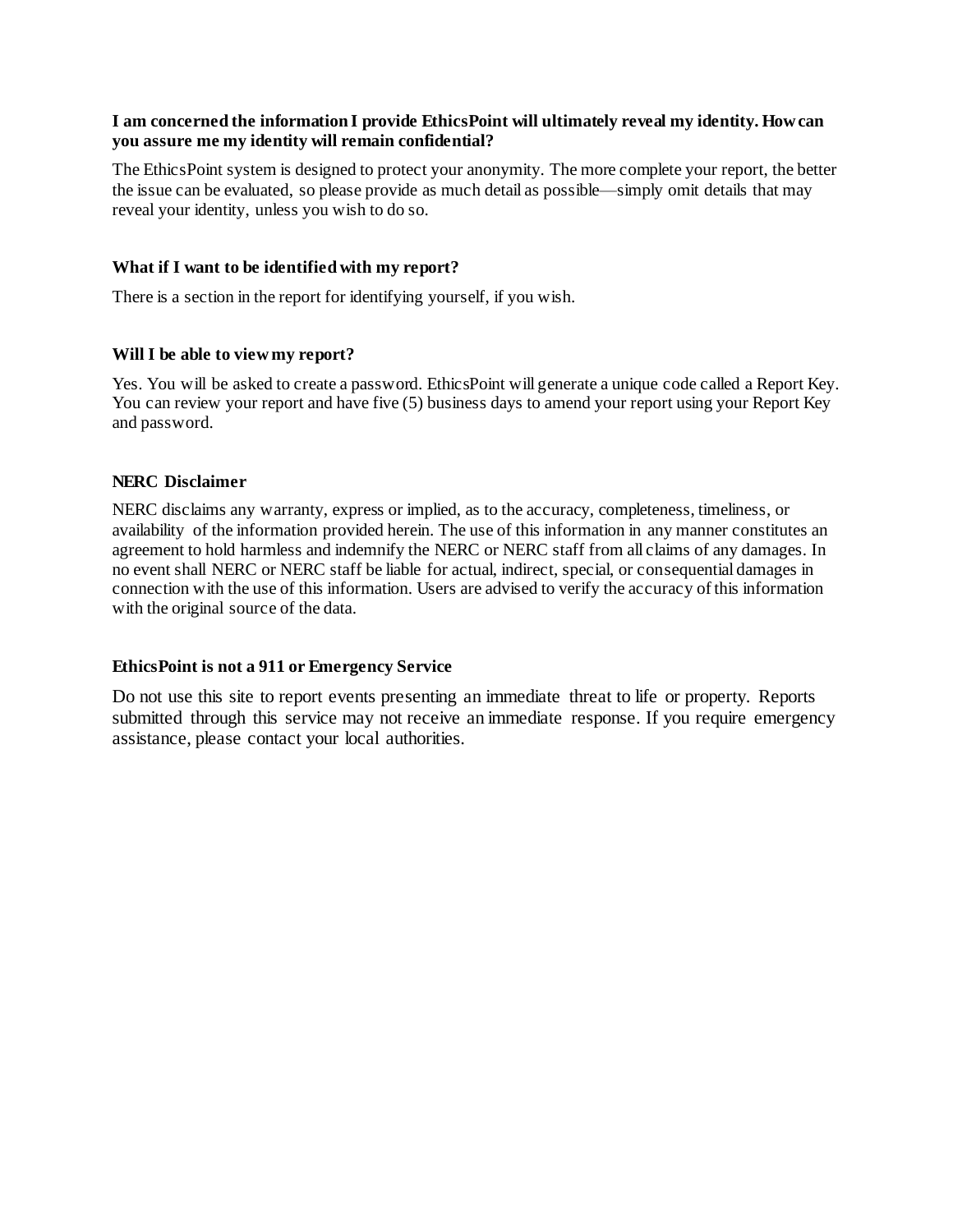**I am concerned the information I provide EthicsPoint will ultimately reveal my identity. How can you assure me my identity will remain confidential?**

The EthicsPoint system is designed to protect your anonymity. The more complete your report, the better the issue can be evaluated, so please provide as much detail as possible—simply omit details that may reveal your identity, unless you wish to do so.

**What if I want to be identified with my report?**

There is a section in the report for identifying yourself, if you wish.

**Will I be able to view my report?**

Yes. You will be asked to create a password. EthicsPoint will generate a unique code called a Report Key. You can review your report and have five (5) business days to amend your report using your Report Key and password.

**NERC Disclaimer**

NERC disclaims any warranty, express or implied, as to the accuracy, completeness, timeliness, or availability of the information provided herein. The use of this information in any manner constitutes an agreement to hold harmless and indemnify the NERC or NERC staff from all claims of any damages. In no event shall NERC or NERC staff be liable for actual, indirect, special, or consequential damages in connection with the use of this information. Users are advised to verify the accuracy of this information with the original source of the data.

**EthicsPoint is not a 911 or Emergency Service**

Do not use this site to report events presenting an immediate threat to life or property. Reports submitted through this service may not receive an immediate response. If you require emergency assistance, please contact your local authorities.